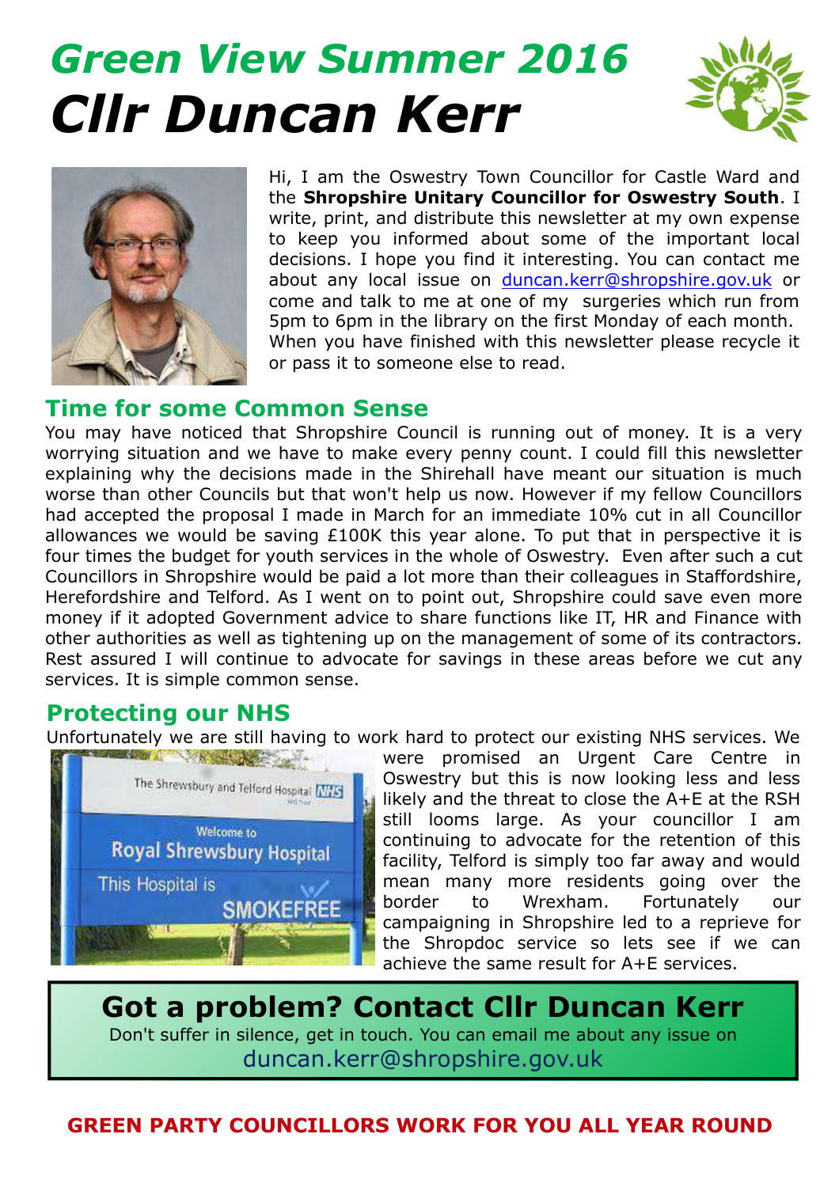# Green View Summer 2016

# Cllr Duncan Kerr

Hi, I am the Oswestry Town Councillor for Castle Ward and the **Shropshire Unitary Councillor for Oswestry South**. I write, print, and distribute this newsletter at my own expense to keep you informed about some of the important local decisions. I hope you find it interesting. You can contact me about any local issue on duncan.kerr@shropshire.gov.uk or come and talk to me at one of my surgeries which run from 5pm to 6pm in the library on the first Monday of each month. When you have finished with this newsletter please recycle it or pass it to someone else to read.

## Time for some Common Sense

You may have noticed that Shropshire Council is running out of money. It is a very worrying situation and we have to make every penny count. I could fill this newsletter explaining why the decisions made in the Shirehall have meant our situation is much worse than other Councils but that won't help us now. However if my fellow Councillors had accepted the proposal I made in March for an immediate 10% cut in all Councillor allowances we would be saving £100K this year alone. To put that in perspective it is four times the budget for youth services in the whole of Oswestry. Even after such a cut Councillors in Shropshire would be paid a lot more than their colleagues in Staffordshire, Herefordshire and Telford. As I went on to point out, Shropshire could save even more money if it adopted Government advice to share functions like IT, HR and Finance with other authorities as well as tightening up on the management of some of its contractors. Rest assured I will continue to advocate for savings in these areas before we cut any services. It is simple common sense.

## Protecting our NHS

Unfortunately we are still having to work hard to protect our existing NHS services. We were promised an Urgent Care Centre in Oswestry but this is now looking less and less likely and the threat to close the A+E at the RSH still looms large. As your councillor I am continuing to advocate for the retention of this facility, Telford is simply too far away and would mean many more residents going over the border to Wrexham. Fortunately our campaigning in Shropshire led to a reprieve for the Shropdoc service so lets see if we can achieve the same result for A+E services.

## Got a problem? Contact Cllr Duncan Kerr

Don't suffer in silence, get in touch. You can email me about any issue on

duncan.kerr@shropshire.gov.uk

**GREEN PARTY COUNCILLORS WORK FOR YOU ALL YEAR ROUND**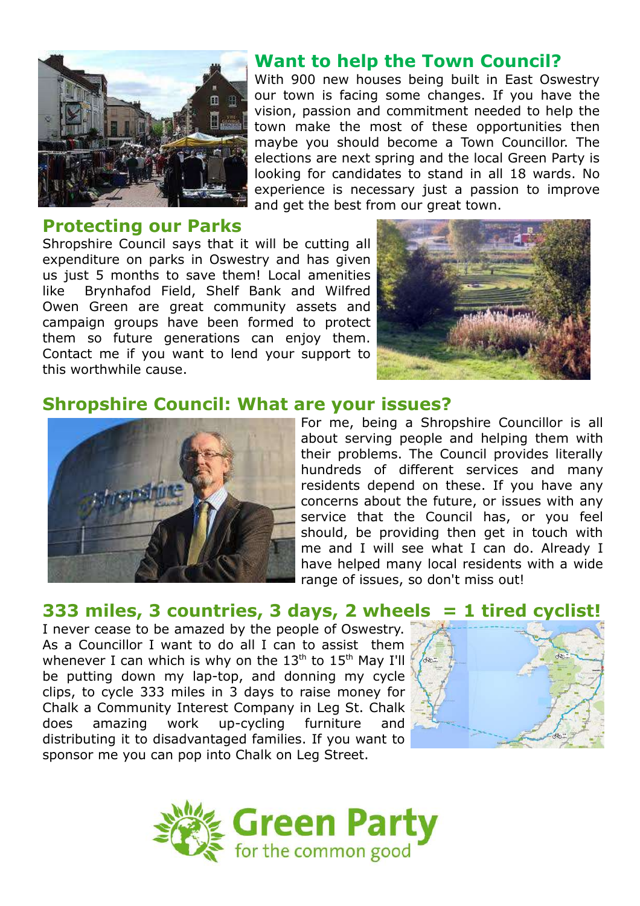## Want to help the Town Council?

With 900 new houses being built in East Oswestry our town is facing some changes. If you have the vision, passion and commitment needed to help the town make the most of these opportunities then maybe you should become a Town Councillor. The elections are next spring and the local Green Party is looking for candidates to stand in all 18 wards. No experience is necessary just a passion to improve and get the best from our great town.

## Protecting our Parks

Shropshire Council says that it will be cutting all expenditure on parks in Oswestry and has given us just 5 months to save them! Local amenities like Brynhafod Field, Shelf Bank and Wilfred Owen Green are great community assets and campaign groups have been formed to protect them so future generations can enjoy them. Contact me if you want to lend your support to this worthwhile cause.

## Shropshire Council: What are your issues?

For me, being a Shropshire Councillor is all about serving people and helping them with their problems. The Council provides literally hundreds of different services and many residents depend on these. If you have any concerns about the future, or issues with any service that the Council has, or you feel should, be providing then get in touch with me and I will see what I can do. Already I have helped many local residents with a wide range of issues, so don't miss out!

## 333 miles, 3 countries, 3 days, 2 wheels = 1 tired cyclist!

I never cease to be amazed by the people of Oswestry. As a Councillor I want to do all I can to assist them whenever I can which is why on the 13th to 15th May I'll be putting down my lap-top, and donning my cycle clips, to cycle 333 miles in 3 days to raise money for Chalk a Community Interest Company in Leg St. Chalk does amazing work up-cycling furniture and distributing it to disadvantaged families. If you want to sponsor me you can pop into Chalk on Leg Street.

**Green Party**
for the common good